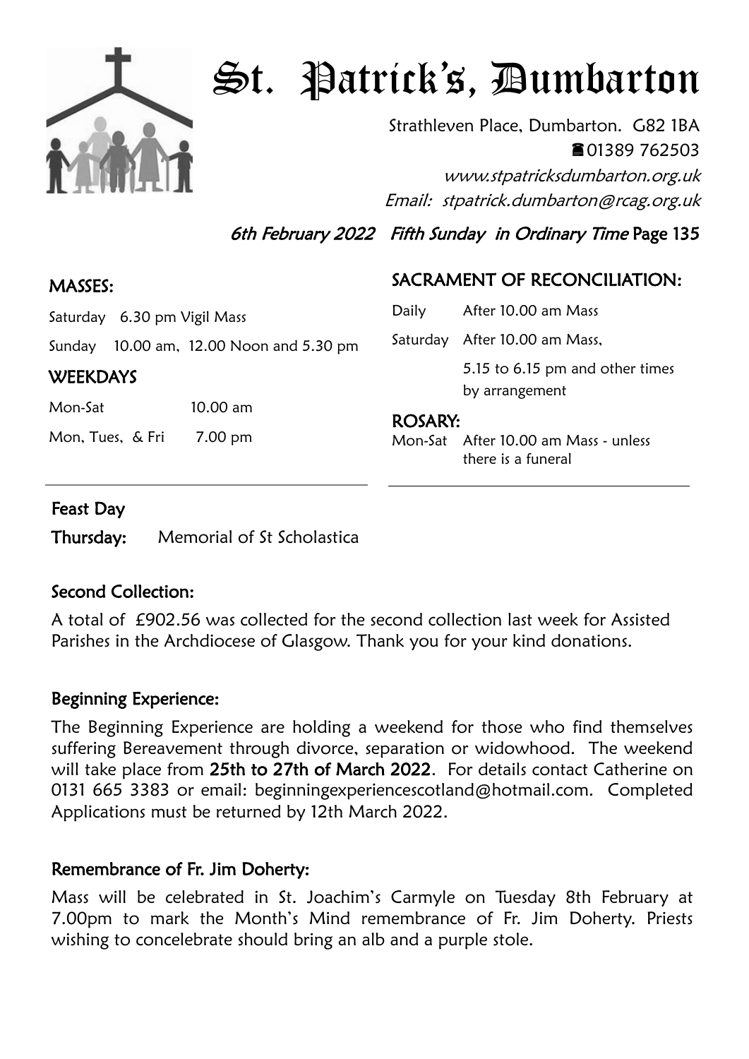# St. Patrick's, Dumbarton

Strathleven Place, Dumbarton. G82 1BA

☎01389 762503

*www.stpatricksdumbarton.org.uk*

*Email: stpatrick.dumbarton@rcag.org.uk*

*6th February 2022 Fifth Sunday in Ordinary Time* Page 135

## MASSES:

Saturday 6.30 pm Vigil Mass

Sunday 10.00 am, 12.00 Noon and 5.30 pm

## WEEKDAYS

Mon-Sat 10.00 am

Mon, Tues, & Fri 7.00 pm

## SACRAMENT OF RECONCILIATION:

Daily After 10.00 am Mass

Saturday After 10.00 am Mass, 5.15 to 6.15 pm and other times by arrangement

## ROSARY:

Mon-Sat After 10.00 am Mass - unless there is a funeral

## Feast Day

**Thursday:** Memorial of St Scholastica

## Second Collection:

A total of £902.56 was collected for the second collection last week for Assisted Parishes in the Archdiocese of Glasgow. Thank you for your kind donations.

## Beginning Experience:

The Beginning Experience are holding a weekend for those who find themselves suffering Bereavement through divorce, separation or widowhood. The weekend will take place from **25th to 27th of March 2022**. For details contact Catherine on 0131 665 3383 or email: beginningexperiencescotland@hotmail.com. Completed Applications must be returned by 12th March 2022.

## Remembrance of Fr. Jim Doherty:

Mass will be celebrated in St. Joachim's Carmyle on Tuesday 8th February at 7.00pm to mark the Month's Mind remembrance of Fr. Jim Doherty. Priests wishing to concelebrate should bring an alb and a purple stole.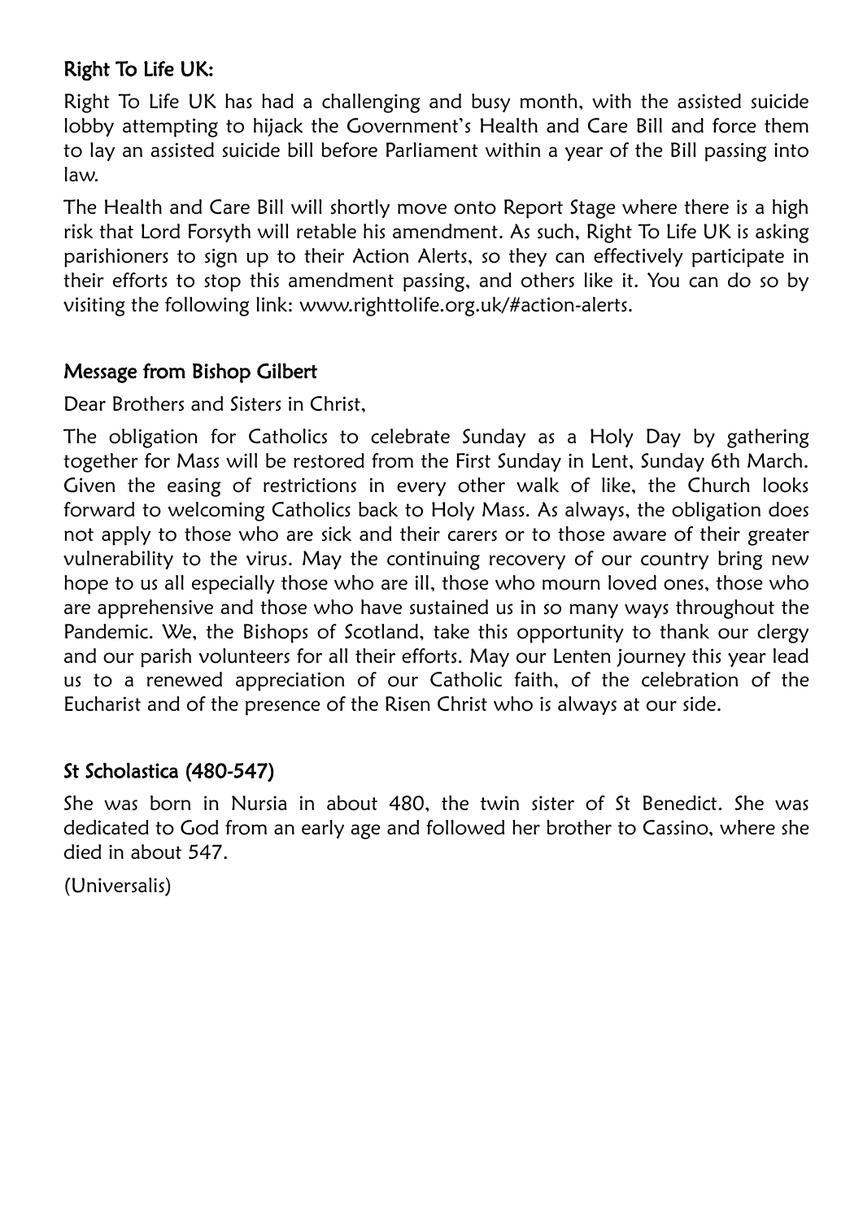## Right To Life UK:

Right To Life UK has had a challenging and busy month, with the assisted suicide lobby attempting to hijack the Government's Health and Care Bill and force them to lay an assisted suicide bill before Parliament within a year of the Bill passing into law.

The Health and Care Bill will shortly move onto Report Stage where there is a high risk that Lord Forsyth will retable his amendment. As such, Right To Life UK is asking parishioners to sign up to their Action Alerts, so they can effectively participate in their efforts to stop this amendment passing, and others like it. You can do so by visiting the following link: www.righttolife.org.uk/#action-alerts.

## Message from Bishop Gilbert

Dear Brothers and Sisters in Christ,

The obligation for Catholics to celebrate Sunday as a Holy Day by gathering together for Mass will be restored from the First Sunday in Lent, Sunday 6th March. Given the easing of restrictions in every other walk of like, the Church looks forward to welcoming Catholics back to Holy Mass. As always, the obligation does not apply to those who are sick and their carers or to those aware of their greater vulnerability to the virus. May the continuing recovery of our country bring new hope to us all especially those who are ill, those who mourn loved ones, those who are apprehensive and those who have sustained us in so many ways throughout the Pandemic. We, the Bishops of Scotland, take this opportunity to thank our clergy and our parish volunteers for all their efforts. May our Lenten journey this year lead us to a renewed appreciation of our Catholic faith, of the celebration of the Eucharist and of the presence of the Risen Christ who is always at our side.

## St Scholastica (480-547)

She was born in Nursia in about 480, the twin sister of St Benedict. She was dedicated to God from an early age and followed her brother to Cassino, where she died in about 547.

(Universalis)